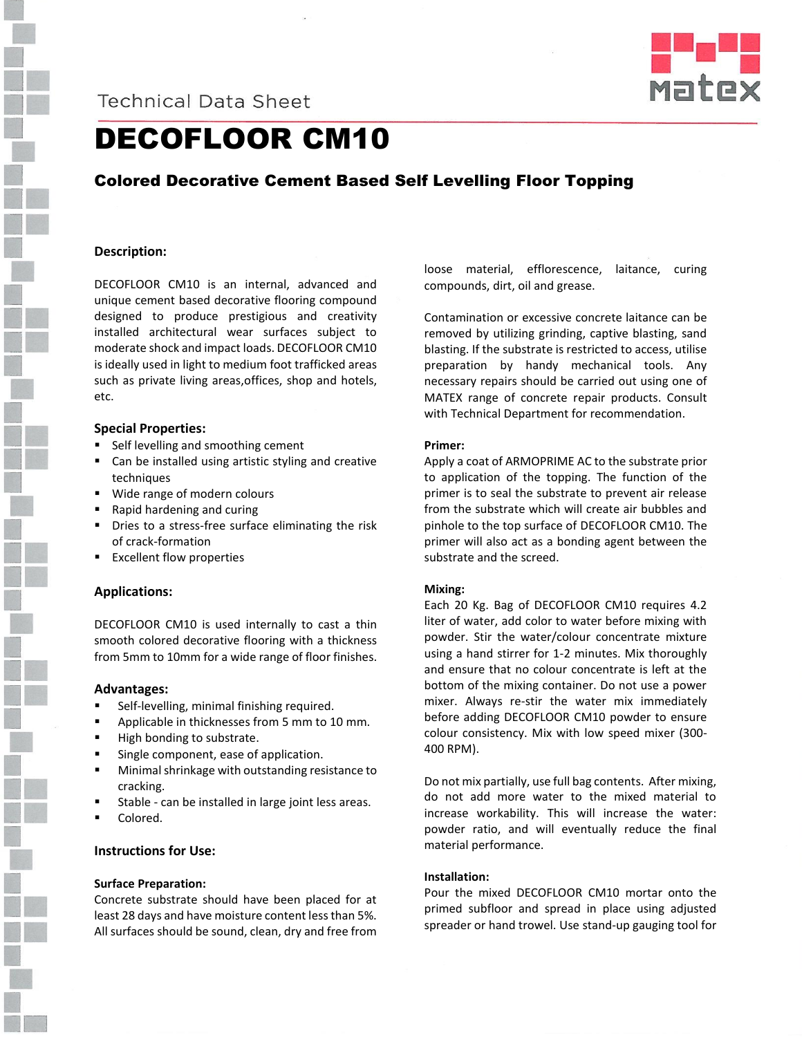Technical Data Sheet

# DECOFLOOR CM10

## Colored Decorative Cement Based Self Levelling Floor Topping

### Description:

DECOFLOOR CM10 is an internal, advanced and unique cement based decorative flooring compound designed to produce prestigious and creativity installed architectural wear surfaces subject to moderate shock and impact loads. DECOFLOOR CM10 is ideally used in light to medium foot trafficked areas such as private living areas,offices, shop and hotels, etc.

### Special Properties:

- Self levelling and smoothing cement
- Can be installed using artistic styling and creative techniques
- Wide range of modern colours
- Rapid hardening and curing
- Dries to a stress-free surface eliminating the risk of crack-formation
- Excellent flow properties

### Applications:

DECOFLOOR CM10 is used internally to cast a thin smooth colored decorative flooring with a thickness from 5mm to 10mm for a wide range of floor finishes.

### Advantages:

- Self-levelling, minimal finishing required.
- Applicable in thicknesses from 5 mm to 10 mm.
- High bonding to substrate.
- Single component, ease of application.
- Minimal shrinkage with outstanding resistance to cracking.
- Stable - can be installed in large joint less areas.
- Colored.

### Instructions for Use:

#### Surface Preparation:

Concrete substrate should have been placed for at least 28 days and have moisture content less than 5%. All surfaces should be sound, clean, dry and free from loose material, efflorescence, laitance, curing compounds, dirt, oil and grease.

Contamination or excessive concrete laitance can be removed by utilizing grinding, captive blasting, sand blasting. If the substrate is restricted to access, utilise preparation by handy mechanical tools. Any necessary repairs should be carried out using one of MATEX range of concrete repair products. Consult with Technical Department for recommendation.

#### Primer:

Apply a coat of ARMOPRIME AC to the substrate prior to application of the topping. The function of the primer is to seal the substrate to prevent air release from the substrate which will create air bubbles and pinhole to the top surface of DECOFLOOR CM10. The primer will also act as a bonding agent between the substrate and the screed.

#### Mixing:

Each 20 Kg. Bag of DECOFLOOR CM10 requires 4.2 liter of water, add color to water before mixing with powder. Stir the water/colour concentrate mixture using a hand stirrer for 1-2 minutes. Mix thoroughly and ensure that no colour concentrate is left at the bottom of the mixing container. Do not use a power mixer. Always re-stir the water mix immediately before adding DECOFLOOR CM10 powder to ensure colour consistency. Mix with low speed mixer (300-400 RPM).

Do not mix partially, use full bag contents. After mixing, do not add more water to the mixed material to increase workability. This will increase the water: powder ratio, and will eventually reduce the final material performance.

#### Installation:

Pour the mixed DECOFLOOR CM10 mortar onto the primed subfloor and spread in place using adjusted spreader or hand trowel. Use stand-up gauging tool for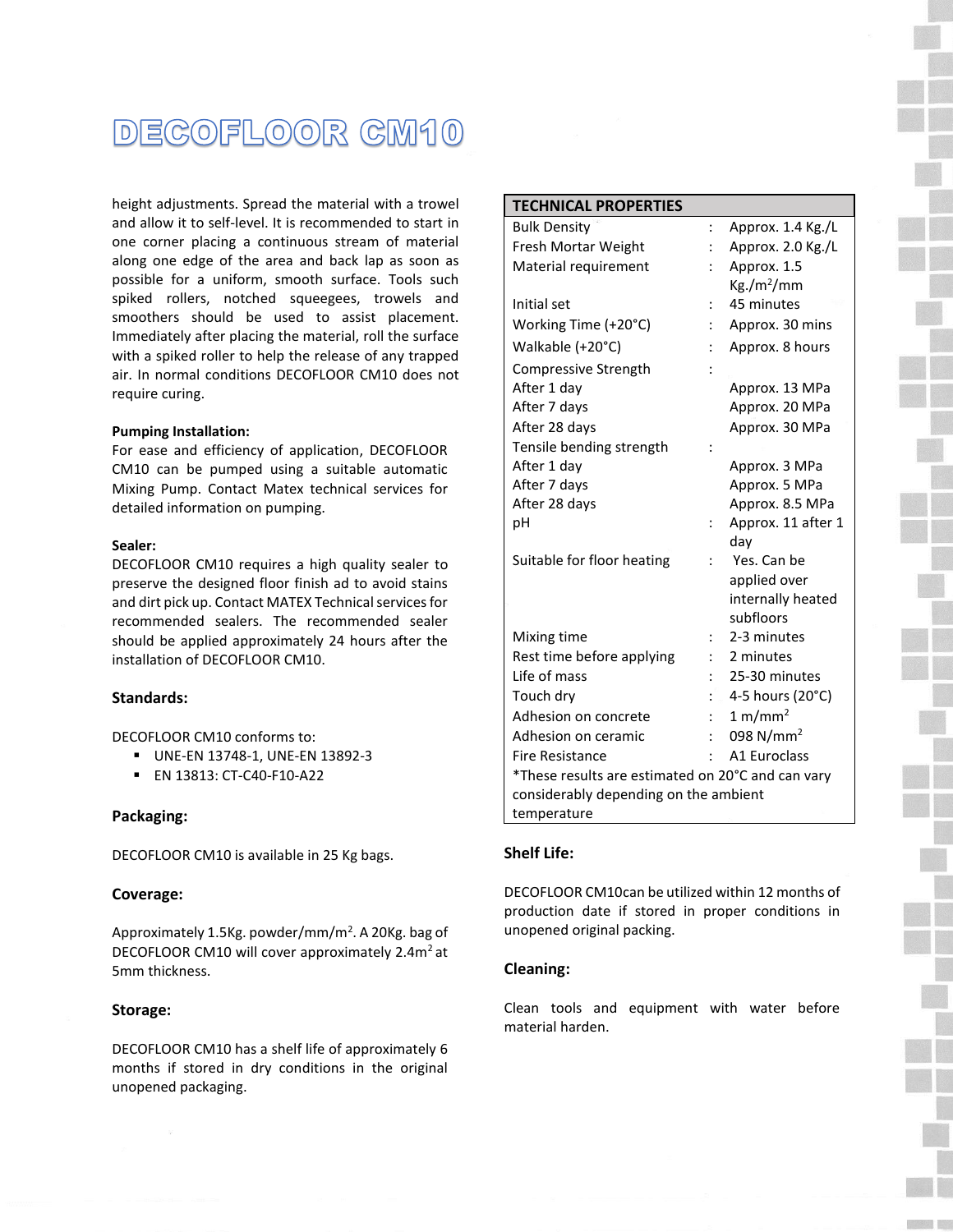# DECOFLOOR CM10

height adjustments. Spread the material with a trowel and allow it to self-level. It is recommended to start in one corner placing a continuous stream of material along one edge of the area and back lap as soon as possible for a uniform, smooth surface. Tools such spiked rollers, notched squeegees, trowels and smoothers should be used to assist placement. Immediately after placing the material, roll the surface with a spiked roller to help the release of any trapped air. In normal conditions DECOFLOOR CM10 does not require curing.

**Pumping Installation:**
For ease and efficiency of application, DECOFLOOR CM10 can be pumped using a suitable automatic Mixing Pump. Contact Matex technical services for detailed information on pumping.

**Sealer:**
DECOFLOOR CM10 requires a high quality sealer to preserve the designed floor finish ad to avoid stains and dirt pick up. Contact MATEX Technical services for recommended sealers. The recommended sealer should be applied approximately 24 hours after the installation of DECOFLOOR CM10.

### Standards:

DECOFLOOR CM10 conforms to:

- UNE-EN 13748-1, UNE-EN 13892-3
- EN 13813: CT-C40-F10-A22

### Packaging:

DECOFLOOR CM10 is available in 25 Kg bags.

### Coverage:

Approximately 1.5Kg. powder/mm/m$^2$. A 20Kg. bag of DECOFLOOR CM10 will cover approximately 2.4m$^2$ at 5mm thickness.

### Storage:

DECOFLOOR CM10 has a shelf life of approximately 6 months if stored in dry conditions in the original unopened packaging.

| TECHNICAL PROPERTIES | | |
|---|---|---|
| Bulk Density | : | Approx. 1.4 Kg./L |
| Fresh Mortar Weight | : | Approx. 2.0 Kg./L |
| Material requirement | : | Approx. 1.5 Kg./m$^2$/mm |
| Initial set | : | 45 minutes |
| Working Time (+20°C) | : | Approx. 30 mins |
| Walkable (+20°C) | : | Approx. 8 hours |
| Compressive Strength | : | |
| After 1 day | | Approx. 13 MPa |
| After 7 days | | Approx. 20 MPa |
| After 28 days | | Approx. 30 MPa |
| Tensile bending strength | : | |
| After 1 day | | Approx. 3 MPa |
| After 7 days | | Approx. 5 MPa |
| After 28 days | | Approx. 8.5 MPa |
| pH | : | Approx. 11 after 1 day |
| Suitable for floor heating | : | Yes. Can be applied over internally heated subfloors |
| Mixing time | : | 2-3 minutes |
| Rest time before applying | : | 2 minutes |
| Life of mass | : | 25-30 minutes |
| Touch dry | : | 4-5 hours (20°C) |
| Adhesion on concrete | : | 1 m/mm$^2$ |
| Adhesion on ceramic | : | 098 N/mm$^2$ |
| Fire Resistance | : | A1 Euroclass |

*These results are estimated on 20°C and can vary considerably depending on the ambient temperature

### Shelf Life:

DECOFLOOR CM10can be utilized within 12 months of production date if stored in proper conditions in unopened original packing.

### Cleaning:

Clean tools and equipment with water before material harden.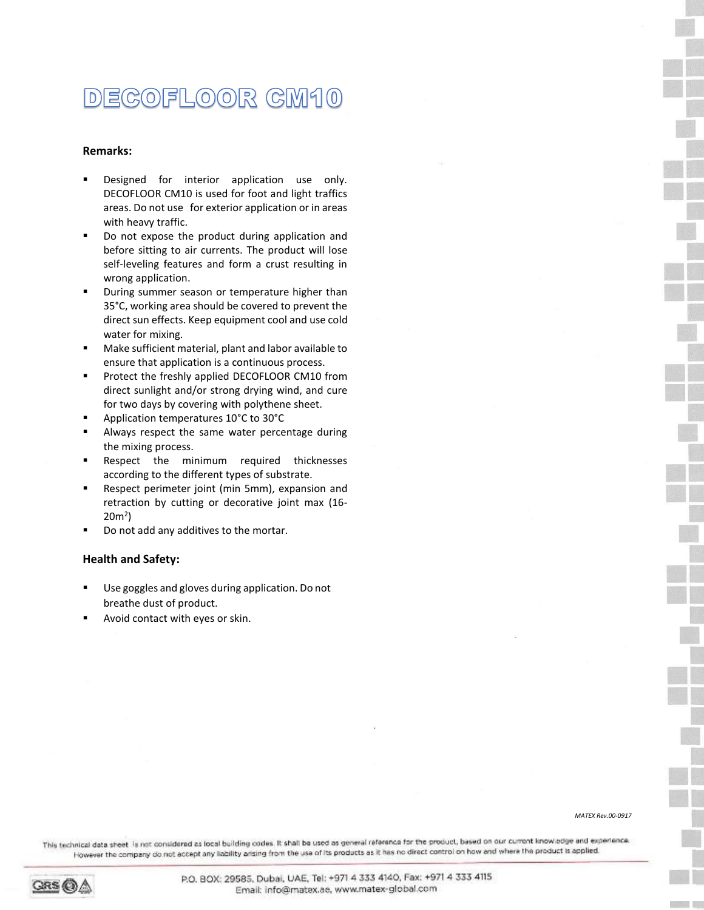# DECOFLOOR CM10

**Remarks:**

- Designed for interior application use only. DECOFLOOR CM10 is used for foot and light traffics areas. Do not use for exterior application or in areas with heavy traffic.
- Do not expose the product during application and before sitting to air currents. The product will lose self-leveling features and form a crust resulting in wrong application.
- During summer season or temperature higher than 35°C, working area should be covered to prevent the direct sun effects. Keep equipment cool and use cold water for mixing.
- Make sufficient material, plant and labor available to ensure that application is a continuous process.
- Protect the freshly applied DECOFLOOR CM10 from direct sunlight and/or strong drying wind, and cure for two days by covering with polythene sheet.
- Application temperatures 10°C to 30°C
- Always respect the same water percentage during the mixing process.
- Respect the minimum required thicknesses according to the different types of substrate.
- Respect perimeter joint (min 5mm), expansion and retraction by cutting or decorative joint max (16-20m$^2$)
- Do not add any additives to the mortar.

**Health and Safety:**

- Use goggles and gloves during application. Do not breathe dust of product.
- Avoid contact with eyes or skin.

MATEX Rev.00-0917

This technical data sheet is not considered as local building codes. It shall be used as general reference for the product, based on our current knowledge and experience. However the company do not accept any liability arising from the use of its products as it has no direct control on how and where the product is applied.

P.O. BOX: 29585, Dubai, UAE, Tel: +971 4 333 4140, Fax: +971 4 333 4115
Email: info@matex.ae, www.matex-global.com